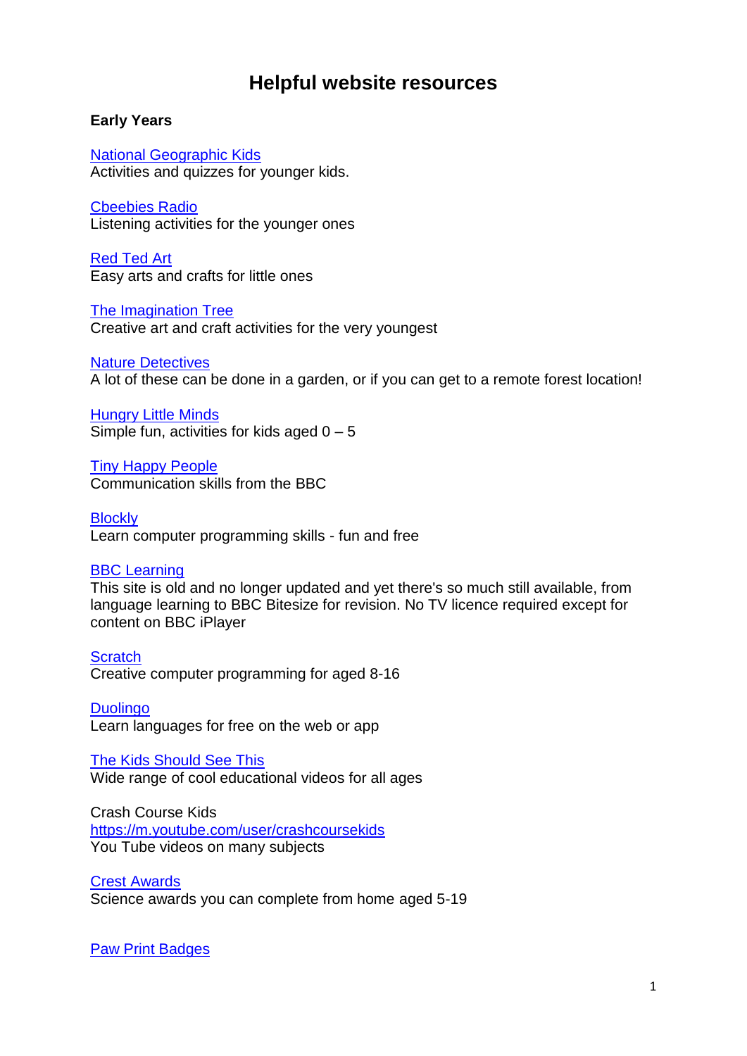# Helpful website resources

**Early Years**

National Geographic Kids
Activities and quizzes for younger kids.

Cbeebies Radio
Listening activities for the younger ones

Red Ted Art
Easy arts and crafts for little ones

The Imagination Tree
Creative art and craft activities for the very youngest

Nature Detectives
A lot of these can be done in a garden, or if you can get to a remote forest location!

Hungry Little Minds
Simple fun, activities for kids aged 0 – 5

Tiny Happy People
Communication skills from the BBC

Blockly
Learn computer programming skills - fun and free

BBC Learning
This site is old and no longer updated and yet there's so much still available, from language learning to BBC Bitesize for revision. No TV licence required except for content on BBC iPlayer

Scratch
Creative computer programming for aged 8-16

Duolingo
Learn languages for free on the web or app

The Kids Should See This
Wide range of cool educational videos for all ages

Crash Course Kids
https://m.youtube.com/user/crashcoursekids
You Tube videos on many subjects

Crest Awards
Science awards you can complete from home aged 5-19

Paw Print Badges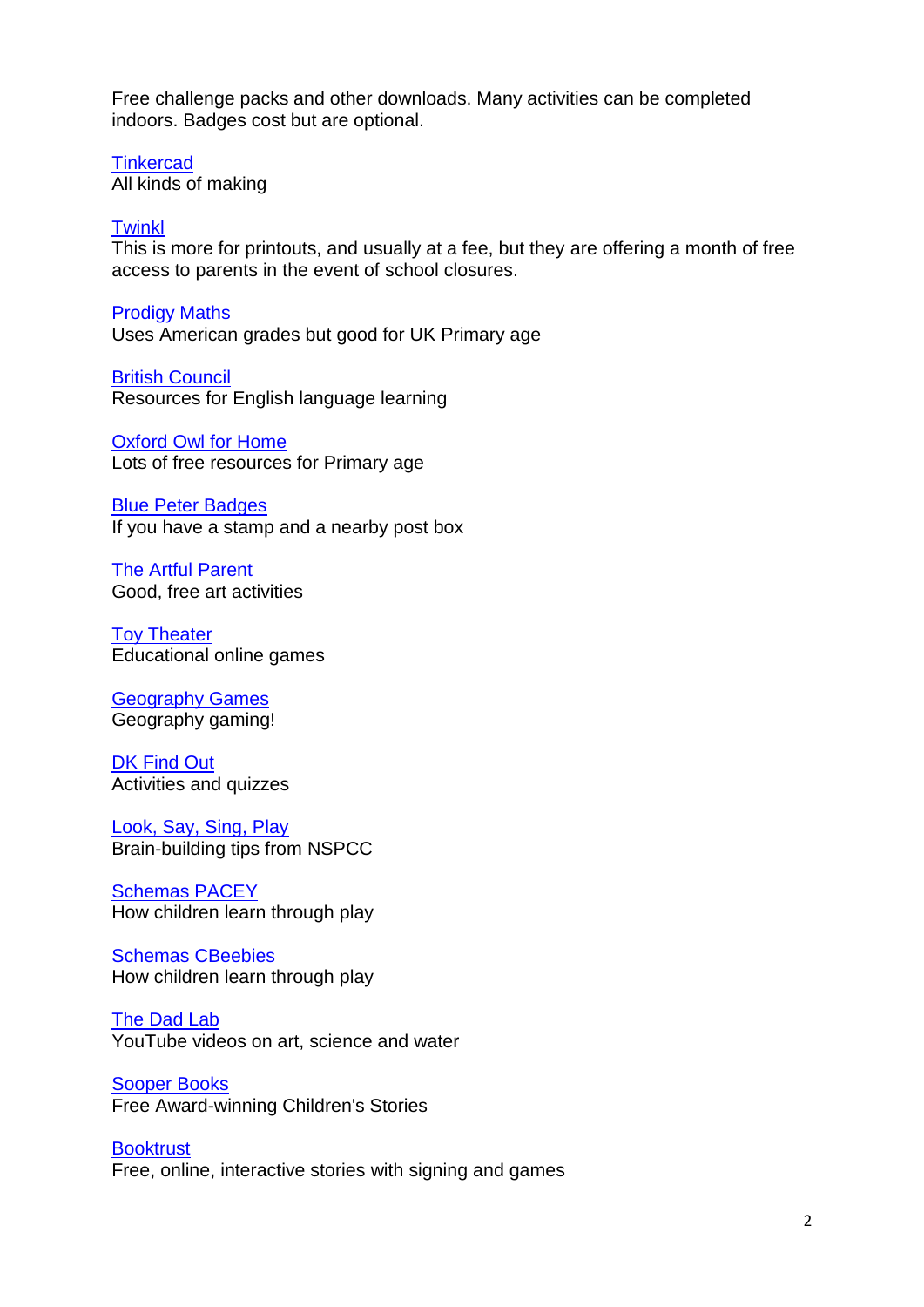Free challenge packs and other downloads. Many activities can be completed indoors. Badges cost but are optional.

Tinkercad
All kinds of making

Twinkl
This is more for printouts, and usually at a fee, but they are offering a month of free access to parents in the event of school closures.

Prodigy Maths
Uses American grades but good for UK Primary age

British Council
Resources for English language learning

Oxford Owl for Home
Lots of free resources for Primary age

Blue Peter Badges
If you have a stamp and a nearby post box

The Artful Parent
Good, free art activities

Toy Theater
Educational online games

Geography Games
Geography gaming!

DK Find Out
Activities and quizzes

Look, Say, Sing, Play
Brain-building tips from NSPCC

Schemas PACEY
How children learn through play

Schemas CBeebies
How children learn through play

The Dad Lab
YouTube videos on art, science and water

Sooper Books
Free Award-winning Children's Stories

Booktrust
Free, online, interactive stories with signing and games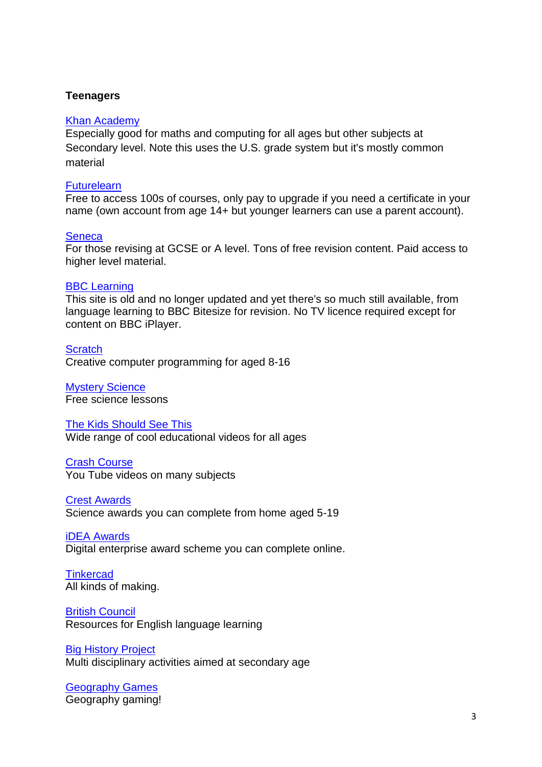**Teenagers**

Khan Academy
Especially good for maths and computing for all ages but other subjects at Secondary level. Note this uses the U.S. grade system but it's mostly common material

Futurelearn
Free to access 100s of courses, only pay to upgrade if you need a certificate in your name (own account from age 14+ but younger learners can use a parent account).

Seneca
For those revising at GCSE or A level. Tons of free revision content. Paid access to higher level material.

BBC Learning
This site is old and no longer updated and yet there's so much still available, from language learning to BBC Bitesize for revision. No TV licence required except for content on BBC iPlayer.

Scratch
Creative computer programming for aged 8-16

Mystery Science
Free science lessons

The Kids Should See This
Wide range of cool educational videos for all ages

Crash Course
You Tube videos on many subjects

Crest Awards
Science awards you can complete from home aged 5-19

iDEA Awards
Digital enterprise award scheme you can complete online.

Tinkercad
All kinds of making.

British Council
Resources for English language learning

Big History Project
Multi disciplinary activities aimed at secondary age

Geography Games
Geography gaming!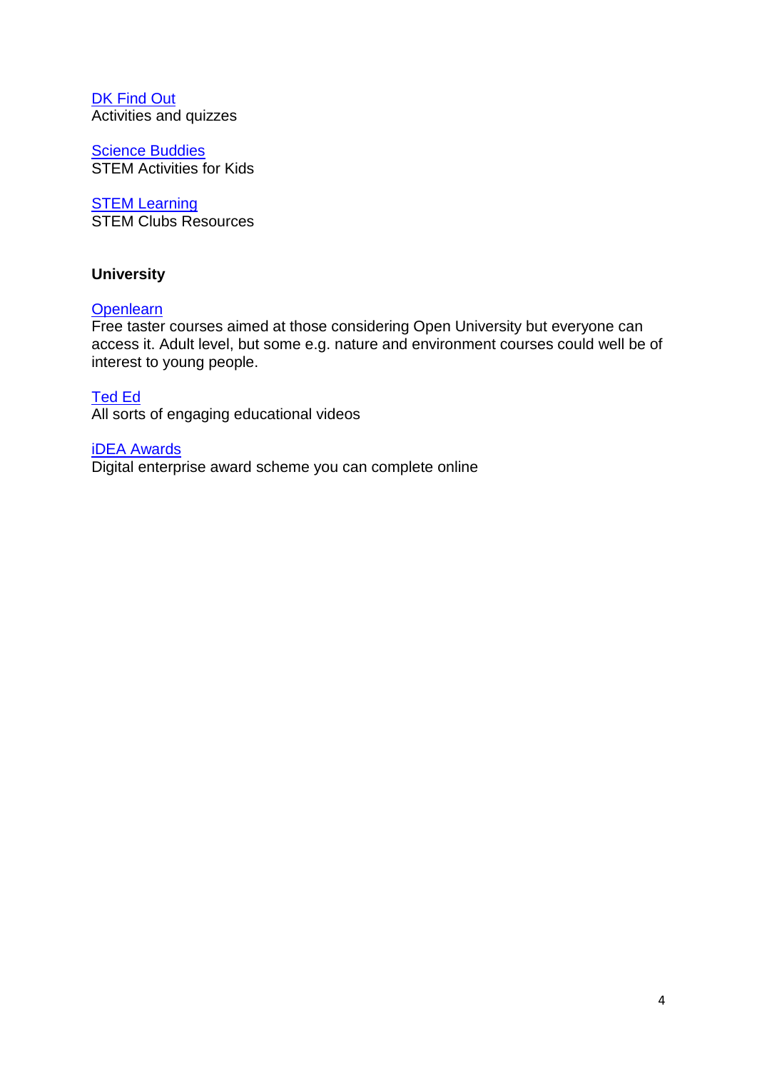[DK Find Out]
Activities and quizzes

[Science Buddies]
STEM Activities for Kids

[STEM Learning]
STEM Clubs Resources

**University**

[Openlearn]
Free taster courses aimed at those considering Open University but everyone can access it. Adult level, but some e.g. nature and environment courses could well be of interest to young people.

[Ted Ed]
All sorts of engaging educational videos

[iDEA Awards]
Digital enterprise award scheme you can complete online